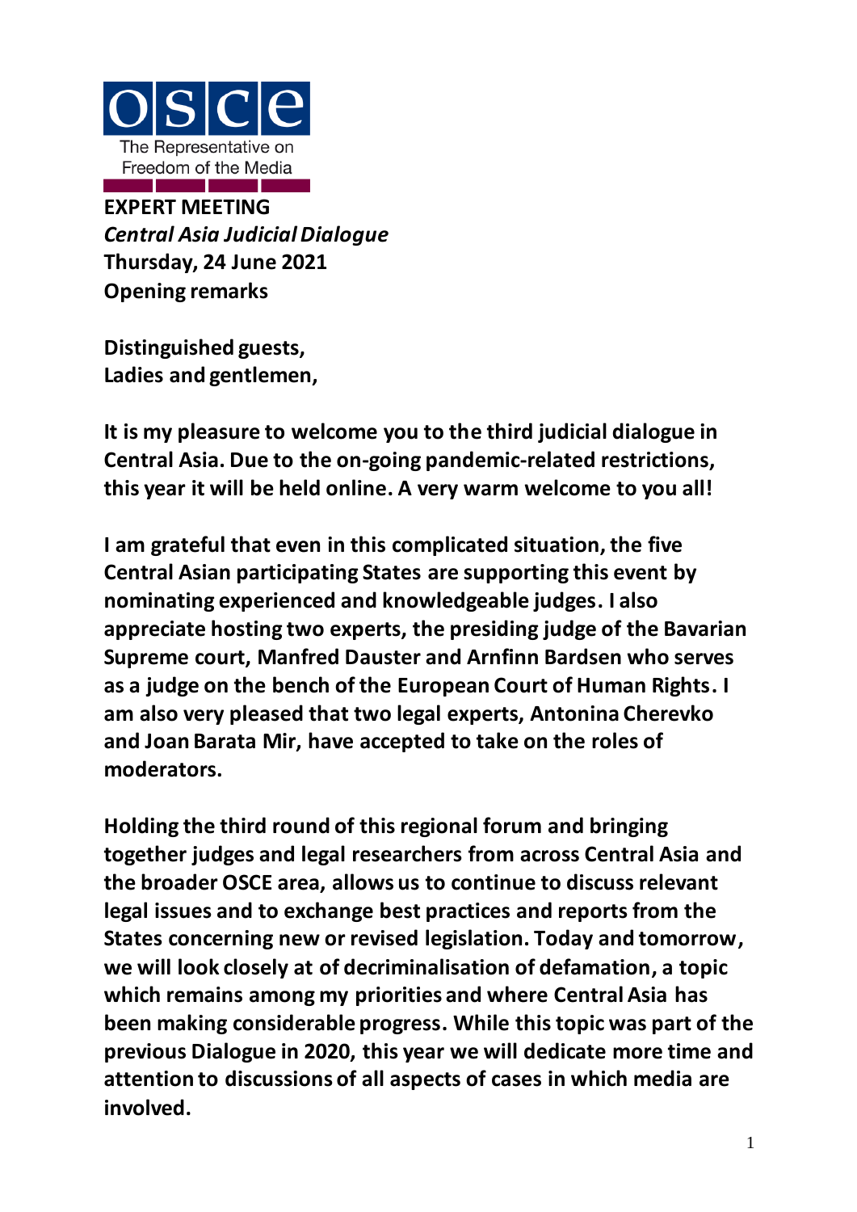OSCE
The Representative on Freedom of the Media

**EXPERT MEETING**
***Central Asia Judicial Dialogue***
**Thursday, 24 June 2021**
**Opening remarks**

**Distinguished guests,**
**Ladies and gentlemen,**

**It is my pleasure to welcome you to the third judicial dialogue in Central Asia. Due to the on-going pandemic-related restrictions, this year it will be held online. A very warm welcome to you all!**

**I am grateful that even in this complicated situation, the five Central Asian participating States are supporting this event by nominating experienced and knowledgeable judges. I also appreciate hosting two experts, the presiding judge of the Bavarian Supreme court, Manfred Dauster and Arnfinn Bardsen who serves as a judge on the bench of the European Court of Human Rights. I am also very pleased that two legal experts, Antonina Cherevko and Joan Barata Mir, have accepted to take on the roles of moderators.**

**Holding the third round of this regional forum and bringing together judges and legal researchers from across Central Asia and the broader OSCE area, allows us to continue to discuss relevant legal issues and to exchange best practices and reports from the States concerning new or revised legislation. Today and tomorrow, we will look closely at of decriminalisation of defamation, a topic which remains among my priorities and where Central Asia has been making considerable progress. While this topic was part of the previous Dialogue in 2020, this year we will dedicate more time and attention to discussions of all aspects of cases in which media are involved.**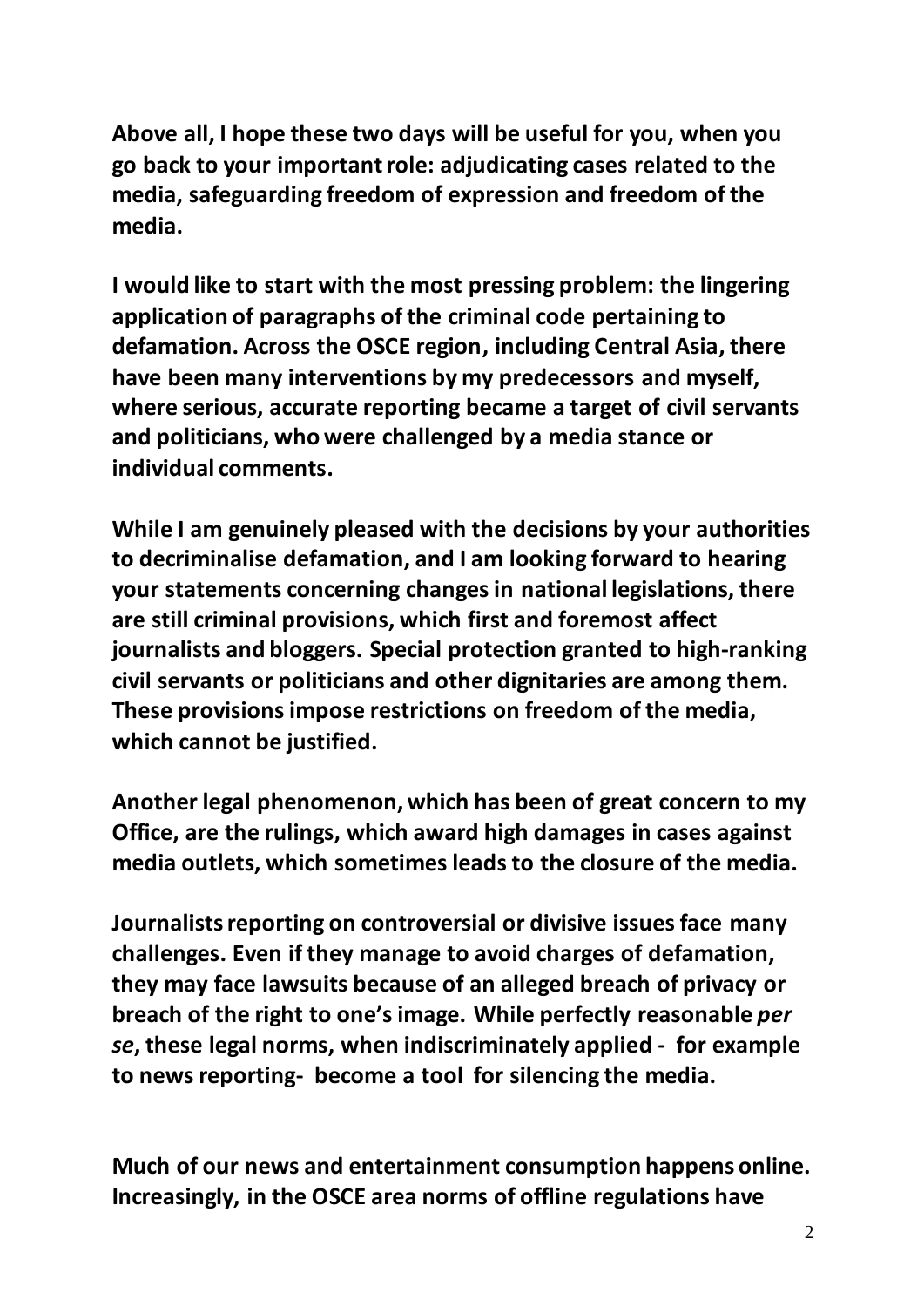**Above all, I hope these two days will be useful for you, when you go back to your important role: adjudicating cases related to the media, safeguarding freedom of expression and freedom of the media.**

**I would like to start with the most pressing problem: the lingering application of paragraphs of the criminal code pertaining to defamation. Across the OSCE region, including Central Asia, there have been many interventions by my predecessors and myself, where serious, accurate reporting became a target of civil servants and politicians, who were challenged by a media stance or individual comments.**

**While I am genuinely pleased with the decisions by your authorities to decriminalise defamation, and I am looking forward to hearing your statements concerning changes in national legislations, there are still criminal provisions, which first and foremost affect journalists and bloggers. Special protection granted to high-ranking civil servants or politicians and other dignitaries are among them. These provisions impose restrictions on freedom of the media, which cannot be justified.**

**Another legal phenomenon, which has been of great concern to my Office, are the rulings, which award high damages in cases against media outlets, which sometimes leads to the closure of the media.**

**Journalists reporting on controversial or divisive issues face many challenges. Even if they manage to avoid charges of defamation, they may face lawsuits because of an alleged breach of privacy or breach of the right to one's image. While perfectly reasonable *per se*, these legal norms, when indiscriminately applied - for example to news reporting- become a tool for silencing the media.**

**Much of our news and entertainment consumption happens online. Increasingly, in the OSCE area norms of offline regulations have**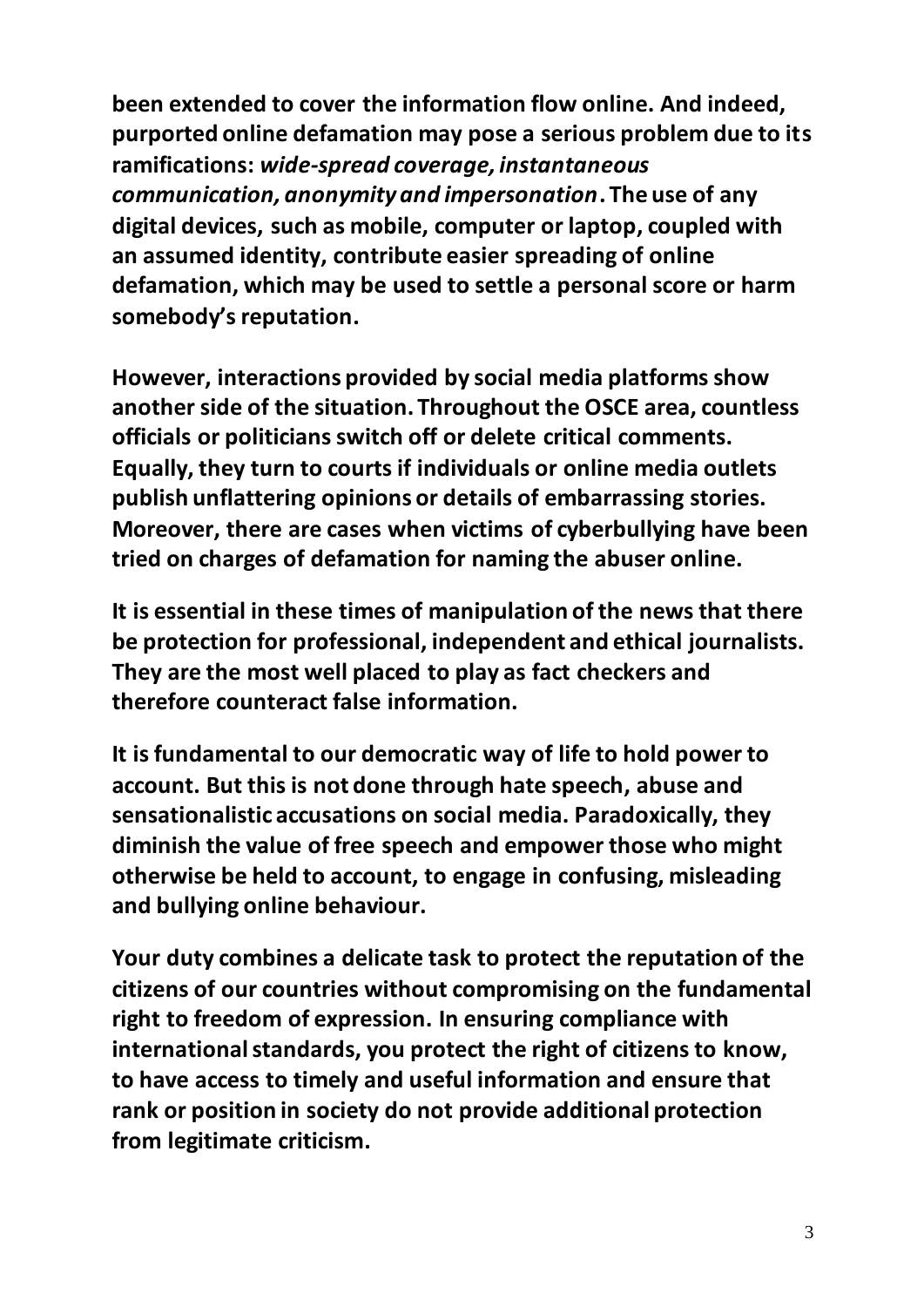**been extended to cover the information flow online. And indeed, purported online defamation may pose a serious problem due to its ramifications: *wide-spread coverage, instantaneous communication, anonymity and impersonation*. The use of any digital devices, such as mobile, computer or laptop, coupled with an assumed identity, contribute easier spreading of online defamation, which may be used to settle a personal score or harm somebody's reputation.**

**However, interactions provided by social media platforms show another side of the situation. Throughout the OSCE area, countless officials or politicians switch off or delete critical comments. Equally, they turn to courts if individuals or online media outlets publish unflattering opinions or details of embarrassing stories. Moreover, there are cases when victims of cyberbullying have been tried on charges of defamation for naming the abuser online.**

**It is essential in these times of manipulation of the news that there be protection for professional, independent and ethical journalists. They are the most well placed to play as fact checkers and therefore counteract false information.**

**It is fundamental to our democratic way of life to hold power to account. But this is not done through hate speech, abuse and sensationalistic accusations on social media. Paradoxically, they diminish the value of free speech and empower those who might otherwise be held to account, to engage in confusing, misleading and bullying online behaviour.**

**Your duty combines a delicate task to protect the reputation of the citizens of our countries without compromising on the fundamental right to freedom of expression. In ensuring compliance with international standards, you protect the right of citizens to know, to have access to timely and useful information and ensure that rank or position in society do not provide additional protection from legitimate criticism.**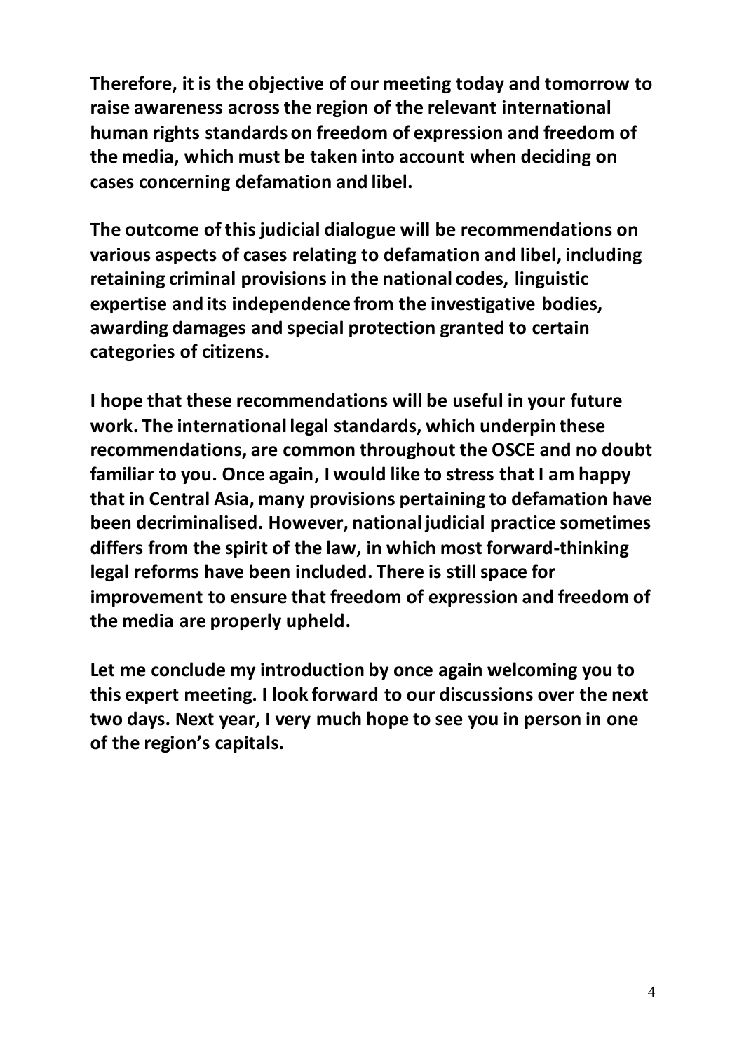**Therefore, it is the objective of our meeting today and tomorrow to raise awareness across the region of the relevant international human rights standards on freedom of expression and freedom of the media, which must be taken into account when deciding on cases concerning defamation and libel.**

**The outcome of this judicial dialogue will be recommendations on various aspects of cases relating to defamation and libel, including retaining criminal provisions in the national codes, linguistic expertise and its independence from the investigative bodies, awarding damages and special protection granted to certain categories of citizens.**

**I hope that these recommendations will be useful in your future work. The international legal standards, which underpin these recommendations, are common throughout the OSCE and no doubt familiar to you. Once again, I would like to stress that I am happy that in Central Asia, many provisions pertaining to defamation have been decriminalised. However, national judicial practice sometimes differs from the spirit of the law, in which most forward-thinking legal reforms have been included. There is still space for improvement to ensure that freedom of expression and freedom of the media are properly upheld.**

**Let me conclude my introduction by once again welcoming you to this expert meeting. I look forward to our discussions over the next two days. Next year, I very much hope to see you in person in one of the region's capitals.**